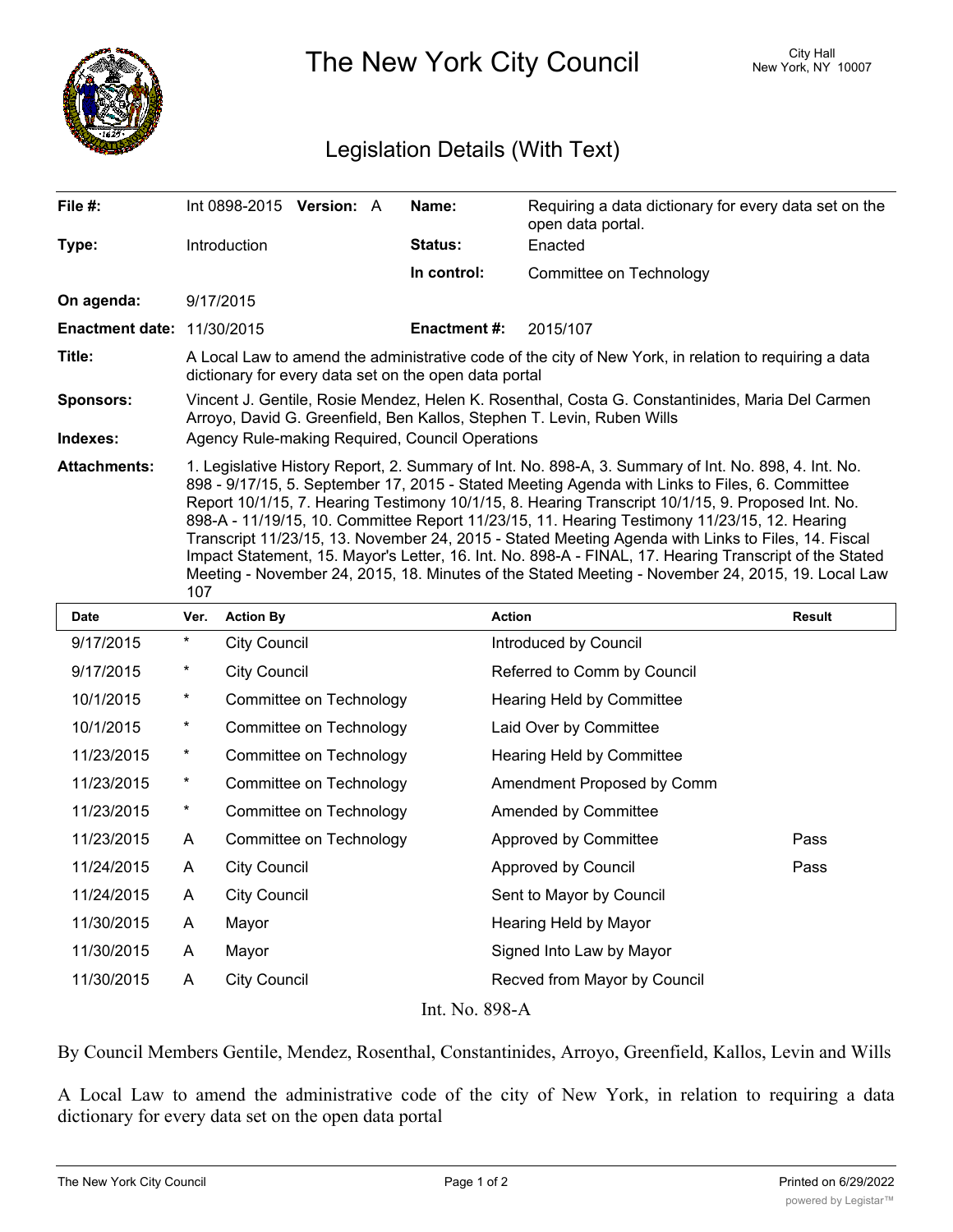# The New York City Council

City Hall
New York, NY 10007

## Legislation Details (With Text)

| | | | |
|---|---|---|---|
| **File #:** | Int 0898-2015 **Version:** A | **Name:** | Requiring a data dictionary for every data set on the open data portal. |
| **Type:** | Introduction | **Status:** | Enacted |
| | | **In control:** | Committee on Technology |
| **On agenda:** | 9/17/2015 | | |
| **Enactment date:** | 11/30/2015 | **Enactment #:** | 2015/107 |

**Title:** A Local Law to amend the administrative code of the city of New York, in relation to requiring a data dictionary for every data set on the open data portal

**Sponsors:** Vincent J. Gentile, Rosie Mendez, Helen K. Rosenthal, Costa G. Constantinides, Maria Del Carmen Arroyo, David G. Greenfield, Ben Kallos, Stephen T. Levin, Ruben Wills

**Indexes:** Agency Rule-making Required, Council Operations

**Attachments:** 1. Legislative History Report, 2. Summary of Int. No. 898-A, 3. Summary of Int. No. 898, 4. Int. No. 898 - 9/17/15, 5. September 17, 2015 - Stated Meeting Agenda with Links to Files, 6. Committee Report 10/1/15, 7. Hearing Testimony 10/1/15, 8. Hearing Transcript 10/1/15, 9. Proposed Int. No. 898-A - 11/19/15, 10. Committee Report 11/23/15, 11. Hearing Testimony 11/23/15, 12. Hearing Transcript 11/23/15, 13. November 24, 2015 - Stated Meeting Agenda with Links to Files, 14. Fiscal Impact Statement, 15. Mayor's Letter, 16. Int. No. 898-A - FINAL, 17. Hearing Transcript of the Stated Meeting - November 24, 2015, 18. Minutes of the Stated Meeting - November 24, 2015, 19. Local Law 107

| Date | Ver. | Action By | Action | Result |
|---|---|---|---|---|
| 9/17/2015 | * | City Council | Introduced by Council | |
| 9/17/2015 | * | City Council | Referred to Comm by Council | |
| 10/1/2015 | * | Committee on Technology | Hearing Held by Committee | |
| 10/1/2015 | * | Committee on Technology | Laid Over by Committee | |
| 11/23/2015 | * | Committee on Technology | Hearing Held by Committee | |
| 11/23/2015 | * | Committee on Technology | Amendment Proposed by Comm | |
| 11/23/2015 | * | Committee on Technology | Amended by Committee | |
| 11/23/2015 | A | Committee on Technology | Approved by Committee | Pass |
| 11/24/2015 | A | City Council | Approved by Council | Pass |
| 11/24/2015 | A | City Council | Sent to Mayor by Council | |
| 11/30/2015 | A | Mayor | Hearing Held by Mayor | |
| 11/30/2015 | A | Mayor | Signed Into Law by Mayor | |
| 11/30/2015 | A | City Council | Recved from Mayor by Council | |

Int. No. 898-A

By Council Members Gentile, Mendez, Rosenthal, Constantinides, Arroyo, Greenfield, Kallos, Levin and Wills

A Local Law to amend the administrative code of the city of New York, in relation to requiring a data dictionary for every data set on the open data portal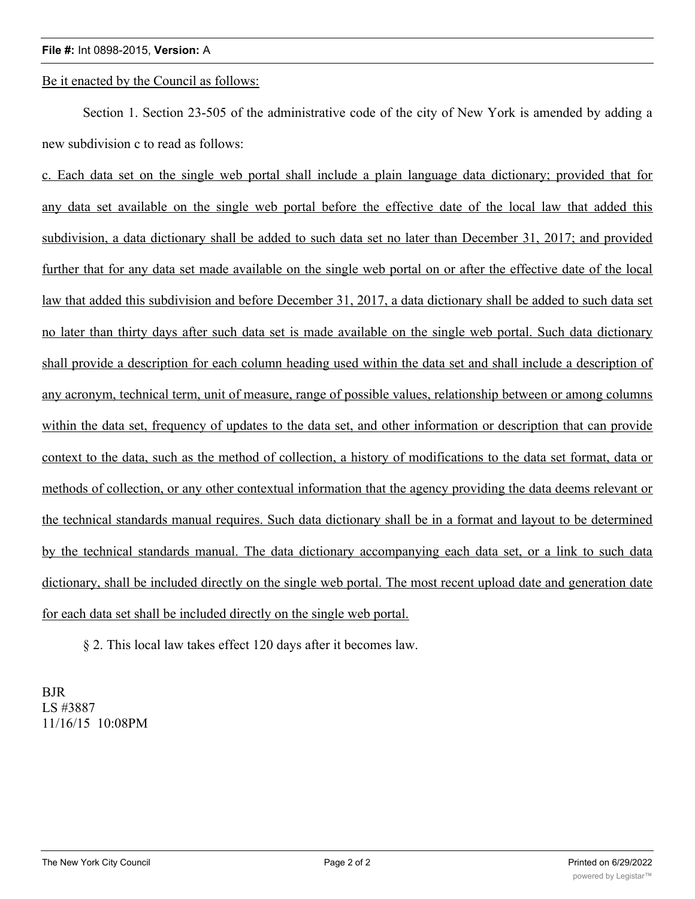Be it enacted by the Council as follows:

Section 1. Section 23-505 of the administrative code of the city of New York is amended by adding a new subdivision c to read as follows:

c. Each data set on the single web portal shall include a plain language data dictionary; provided that for any data set available on the single web portal before the effective date of the local law that added this subdivision, a data dictionary shall be added to such data set no later than December 31, 2017; and provided further that for any data set made available on the single web portal on or after the effective date of the local law that added this subdivision and before December 31, 2017, a data dictionary shall be added to such data set no later than thirty days after such data set is made available on the single web portal. Such data dictionary shall provide a description for each column heading used within the data set and shall include a description of any acronym, technical term, unit of measure, range of possible values, relationship between or among columns within the data set, frequency of updates to the data set, and other information or description that can provide context to the data, such as the method of collection, a history of modifications to the data set format, data or methods of collection, or any other contextual information that the agency providing the data deems relevant or the technical standards manual requires. Such data dictionary shall be in a format and layout to be determined by the technical standards manual. The data dictionary accompanying each data set, or a link to such data dictionary, shall be included directly on the single web portal. The most recent upload date and generation date for each data set shall be included directly on the single web portal.

§ 2. This local law takes effect 120 days after it becomes law.

BJR
LS #3887
11/16/15 10:08PM